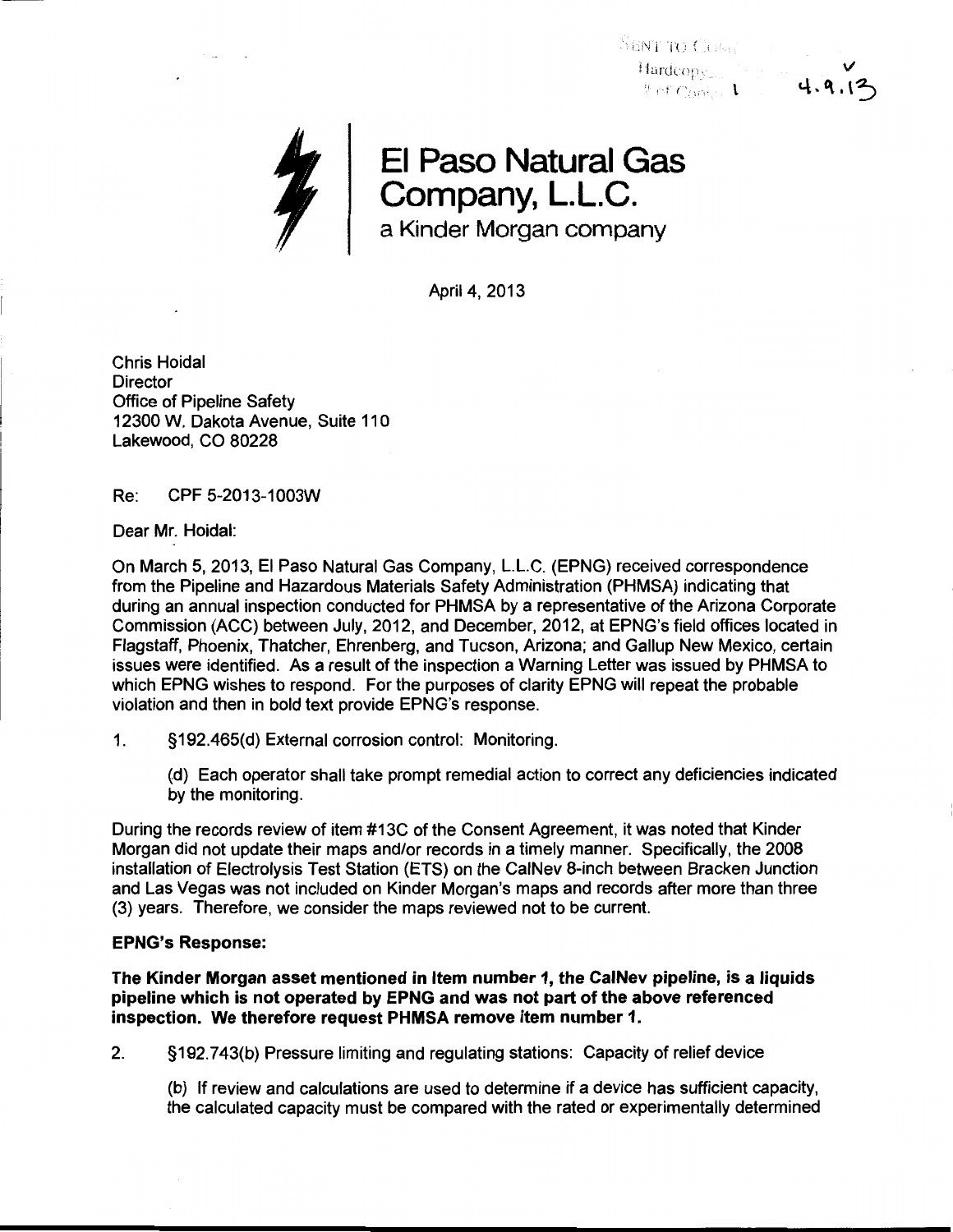SENT TO Comp
Hardcopy
# of Comp 1 4.9.13

# El Paso Natural Gas Company, L.L.C.

a Kinder Morgan company

April 4, 2013

Chris Hoidal
Director
Office of Pipeline Safety
12300 W. Dakota Avenue, Suite 110
Lakewood, CO 80228

Re: CPF 5-2013-1003W

Dear Mr. Hoidal:

On March 5, 2013, El Paso Natural Gas Company, L.L.C. (EPNG) received correspondence from the Pipeline and Hazardous Materials Safety Administration (PHMSA) indicating that during an annual inspection conducted for PHMSA by a representative of the Arizona Corporate Commission (ACC) between July, 2012, and December, 2012, at EPNG's field offices located in Flagstaff, Phoenix, Thatcher, Ehrenberg, and Tucson, Arizona; and Gallup New Mexico, certain issues were identified. As a result of the inspection a Warning Letter was issued by PHMSA to which EPNG wishes to respond. For the purposes of clarity EPNG will repeat the probable violation and then in bold text provide EPNG's response.

1. §192.465(d) External corrosion control: Monitoring.

   (d) Each operator shall take prompt remedial action to correct any deficiencies indicated by the monitoring.

During the records review of item #13C of the Consent Agreement, it was noted that Kinder Morgan did not update their maps and/or records in a timely manner. Specifically, the 2008 installation of Electrolysis Test Station (ETS) on the CalNev 8-inch between Bracken Junction and Las Vegas was not included on Kinder Morgan's maps and records after more than three (3) years. Therefore, we consider the maps reviewed not to be current.

**EPNG's Response:**

**The Kinder Morgan asset mentioned in Item number 1, the CalNev pipeline, is a liquids pipeline which is not operated by EPNG and was not part of the above referenced inspection. We therefore request PHMSA remove item number 1.**

2. §192.743(b) Pressure limiting and regulating stations: Capacity of relief device

   (b) If review and calculations are used to determine if a device has sufficient capacity, the calculated capacity must be compared with the rated or experimentally determined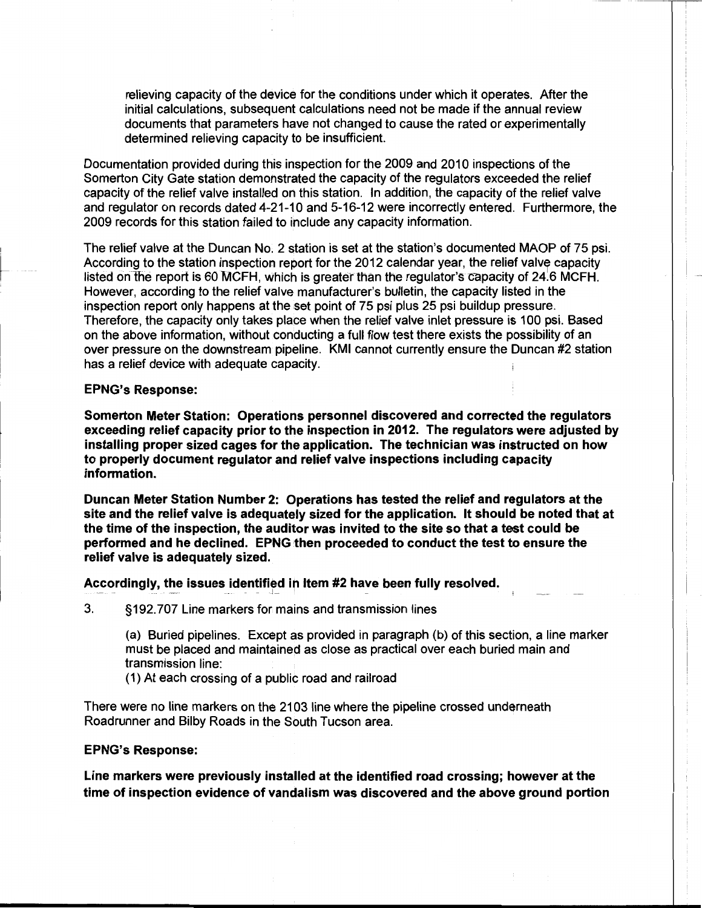relieving capacity of the device for the conditions under which it operates. After the initial calculations, subsequent calculations need not be made if the annual review documents that parameters have not changed to cause the rated or experimentally determined relieving capacity to be insufficient.

Documentation provided during this inspection for the 2009 and 2010 inspections of the Somerton City Gate station demonstrated the capacity of the regulators exceeded the relief capacity of the relief valve installed on this station. In addition, the capacity of the relief valve and regulator on records dated 4-21-10 and 5-16-12 were incorrectly entered. Furthermore, the 2009 records for this station failed to include any capacity information.

The relief valve at the Duncan No. 2 station is set at the station's documented MAOP of 75 psi. According to the station inspection report for the 2012 calendar year, the relief valve capacity listed on the report is 60 MCFH, which is greater than the regulator's capacity of 24.6 MCFH. However, according to the relief valve manufacturer's bulletin, the capacity listed in the inspection report only happens at the set point of 75 psi plus 25 psi buildup pressure. Therefore, the capacity only takes place when the relief valve inlet pressure is 100 psi. Based on the above information, without conducting a full flow test there exists the possibility of an over pressure on the downstream pipeline. KMI cannot currently ensure the Duncan #2 station has a relief device with adequate capacity.

**EPNG's Response:**

**Somerton Meter Station: Operations personnel discovered and corrected the regulators exceeding relief capacity prior to the inspection in 2012. The regulators were adjusted by installing proper sized cages for the application. The technician was instructed on how to properly document regulator and relief valve inspections including capacity information.**

**Duncan Meter Station Number 2: Operations has tested the relief and regulators at the site and the relief valve is adequately sized for the application. It should be noted that at the time of the inspection, the auditor was invited to the site so that a test could be performed and he declined. EPNG then proceeded to conduct the test to ensure the relief valve is adequately sized.**

**Accordingly, the issues identified in Item #2 have been fully resolved.**

3. §192.707 Line markers for mains and transmission lines

(a) Buried pipelines. Except as provided in paragraph (b) of this section, a line marker must be placed and maintained as close as practical over each buried main and transmission line:
(1) At each crossing of a public road and railroad

There were no line markers on the 2103 line where the pipeline crossed underneath Roadrunner and Bilby Roads in the South Tucson area.

**EPNG's Response:**

**Line markers were previously installed at the identified road crossing; however at the time of inspection evidence of vandalism was discovered and the above ground portion**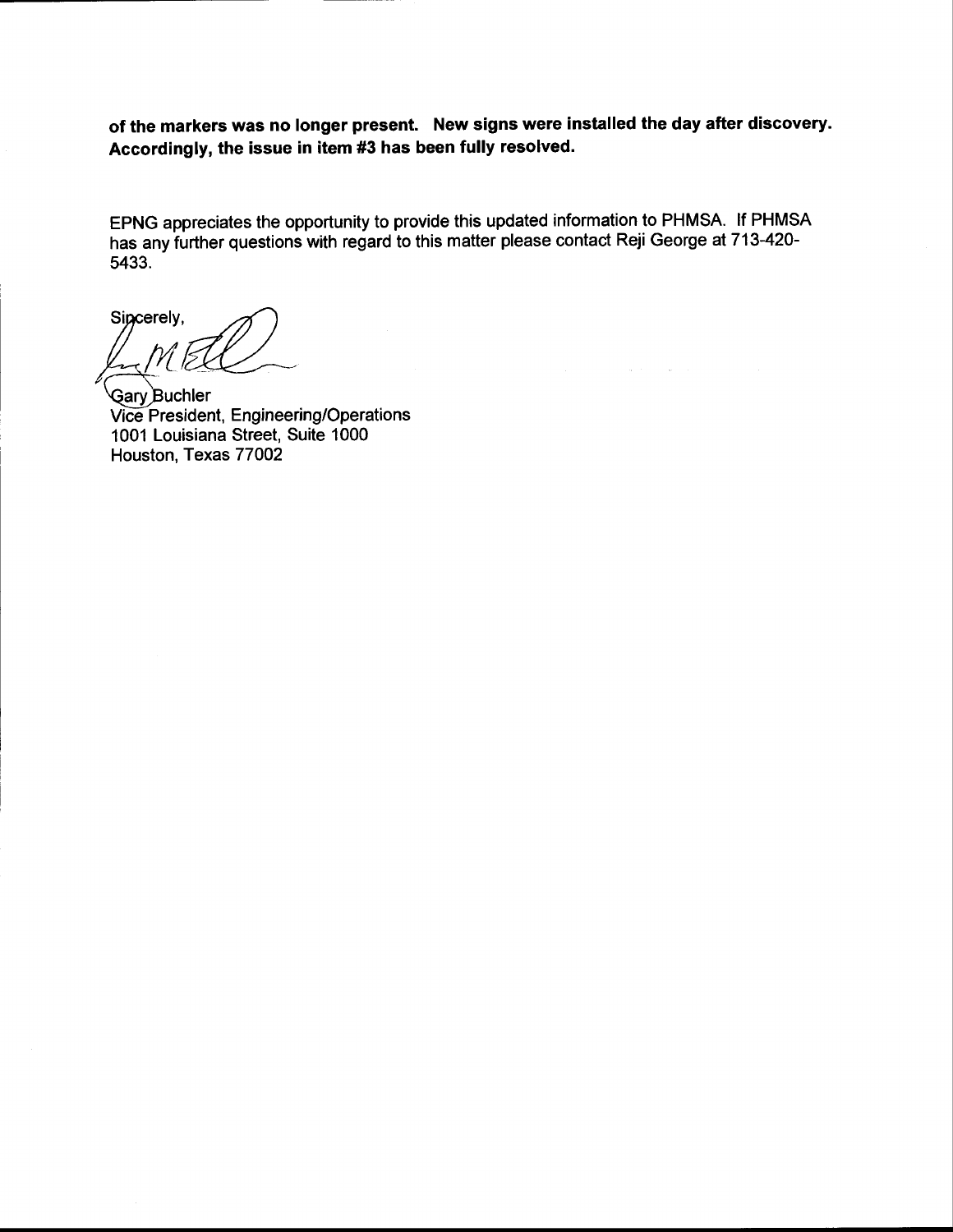**of the markers was no longer present. New signs were installed the day after discovery. Accordingly, the issue in item #3 has been fully resolved.**

EPNG appreciates the opportunity to provide this updated information to PHMSA. If PHMSA has any further questions with regard to this matter please contact Reji George at 713-420-5433.

Sincerely,

Gary Buchler
Vice President, Engineering/Operations
1001 Louisiana Street, Suite 1000
Houston, Texas 77002